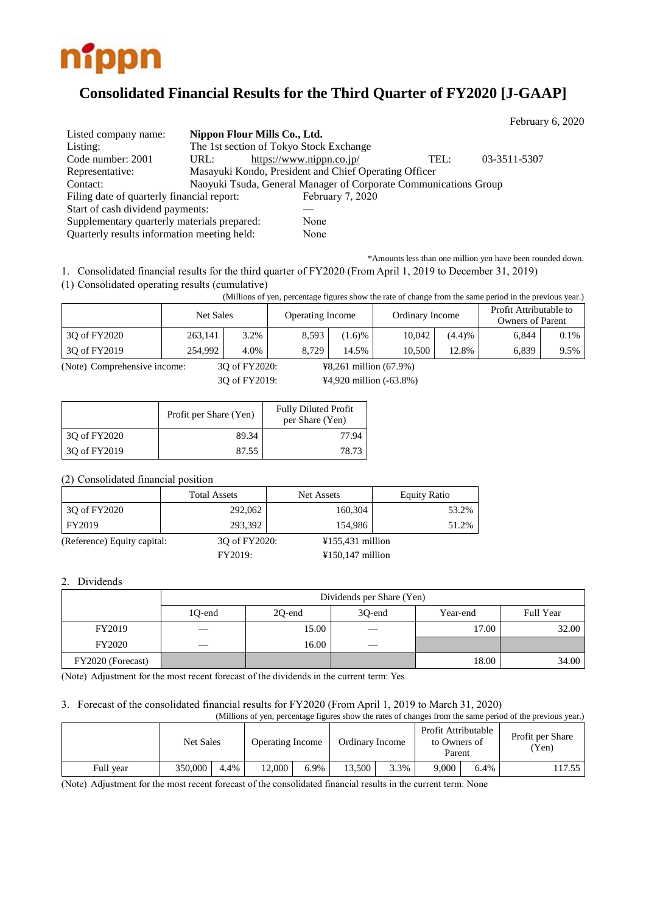nippn

# Consolidated Financial Results for the Third Quarter of FY2020 [J-GAAP]

February 6, 2020

| | | | |
|---|---|---|---|
| Listed company name: | **Nippon Flour Mills Co., Ltd.** | | |
| Listing: | The 1st section of Tokyo Stock Exchange | | |
| Code number: 2001 | URL: https://www.nippn.co.jp/ | TEL: | 03-3511-5307 |
| Representative: | Masayuki Kondo, President and Chief Operating Officer | | |
| Contact: | Naoyuki Tsuda, General Manager of Corporate Communications Group | | |

Filing date of quarterly financial report: February 7, 2020
Start of cash dividend payments: —
Supplementary quarterly materials prepared: None
Quarterly results information meeting held: None

*Amounts less than one million yen have been rounded down.

1. Consolidated financial results for the third quarter of FY2020 (From April 1, 2019 to December 31, 2019)

(1) Consolidated operating results (cumulative)

(Millions of yen, percentage figures show the rate of change from the same period in the previous year.)

| | Net Sales | | Operating Income | | Ordinary Income | | Profit Attributable to Owners of Parent | |
|---|---|---|---|---|---|---|---|---|
| 3Q of FY2020 | 263,141 | 3.2% | 8,593 | (1.6)% | 10,042 | (4.4)% | 6,844 | 0.1% |
| 3Q of FY2019 | 254,992 | 4.0% | 8,729 | 14.5% | 10,500 | 12.8% | 6,839 | 9.5% |

(Note) Comprehensive income: 3Q of FY2020: ¥8,261 million (67.9%)
3Q of FY2019: ¥4,920 million (-63.8%)

| | Profit per Share (Yen) | Fully Diluted Profit per Share (Yen) |
|---|---|---|
| 3Q of FY2020 | 89.34 | 77.94 |
| 3Q of FY2019 | 87.55 | 78.73 |

(2) Consolidated financial position

| | Total Assets | Net Assets | Equity Ratio |
|---|---|---|---|
| 3Q of FY2020 | 292,062 | 160,304 | 53.2% |
| FY2019 | 293,392 | 154,986 | 51.2% |

(Reference) Equity capital: 3Q of FY2020: ¥155,431 million
FY2019: ¥150,147 million

2. Dividends

| | Dividends per Share (Yen) | | | | |
|---|---|---|---|---|---|
| | 1Q-end | 2Q-end | 3Q-end | Year-end | Full Year |
| FY2019 | — | 15.00 | — | 17.00 | 32.00 |
| FY2020 | — | 16.00 | — | | |
| FY2020 (Forecast) | | | | 18.00 | 34.00 |

(Note) Adjustment for the most recent forecast of the dividends in the current term: Yes

3. Forecast of the consolidated financial results for FY2020 (From April 1, 2019 to March 31, 2020)

(Millions of yen, percentage figures show the rates of changes from the same period of the previous year.)

| | Net Sales | | Operating Income | | Ordinary Income | | Profit Attributable to Owners of Parent | | Profit per Share (Yen) |
|---|---|---|---|---|---|---|---|---|---|
| Full year | 350,000 | 4.4% | 12,000 | 6.9% | 13,500 | 3.3% | 9,000 | 6.4% | 117.55 |

(Note) Adjustment for the most recent forecast of the consolidated financial results in the current term: None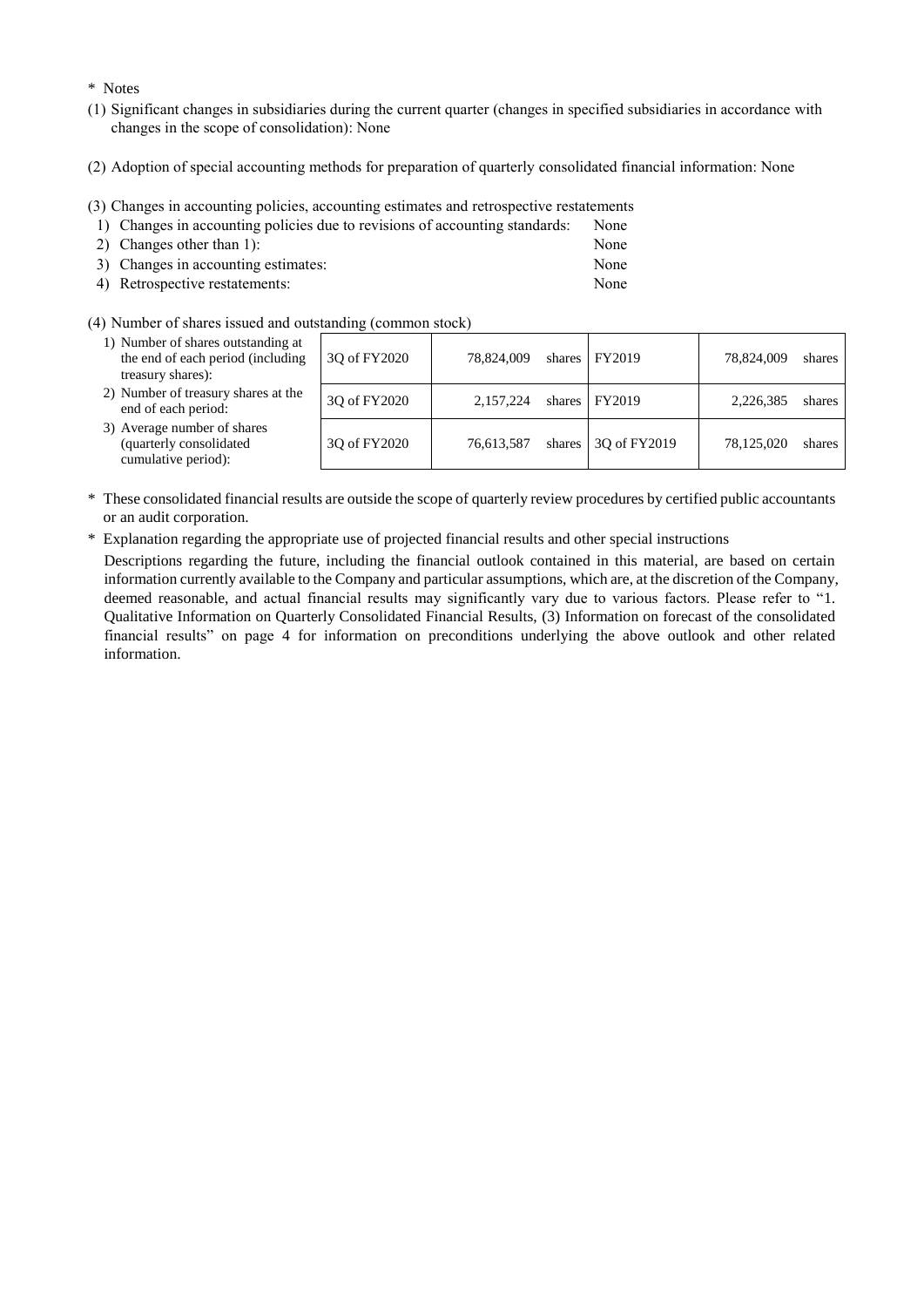\* Notes

(1) Significant changes in subsidiaries during the current quarter (changes in specified subsidiaries in accordance with changes in the scope of consolidation): None

(2) Adoption of special accounting methods for preparation of quarterly consolidated financial information: None

(3) Changes in accounting policies, accounting estimates and retrospective restatements

1) Changes in accounting policies due to revisions of accounting standards: None
2) Changes other than 1): None
3) Changes in accounting estimates: None
4) Retrospective restatements: None

(4) Number of shares issued and outstanding (common stock)

| | | | | |
|---|---|---|---|---|
| 1) Number of shares outstanding at the end of each period (including treasury shares): | 3Q of FY2020 | 78,824,009 shares | FY2019 | 78,824,009 shares |
| 2) Number of treasury shares at the end of each period: | 3Q of FY2020 | 2,157,224 shares | FY2019 | 2,226,385 shares |
| 3) Average number of shares (quarterly consolidated cumulative period): | 3Q of FY2020 | 76,613,587 shares | 3Q of FY2019 | 78,125,020 shares |

\* These consolidated financial results are outside the scope of quarterly review procedures by certified public accountants or an audit corporation.

\* Explanation regarding the appropriate use of projected financial results and other special instructions

Descriptions regarding the future, including the financial outlook contained in this material, are based on certain information currently available to the Company and particular assumptions, which are, at the discretion of the Company, deemed reasonable, and actual financial results may significantly vary due to various factors. Please refer to "1. Qualitative Information on Quarterly Consolidated Financial Results, (3) Information on forecast of the consolidated financial results" on page 4 for information on preconditions underlying the above outlook and other related information.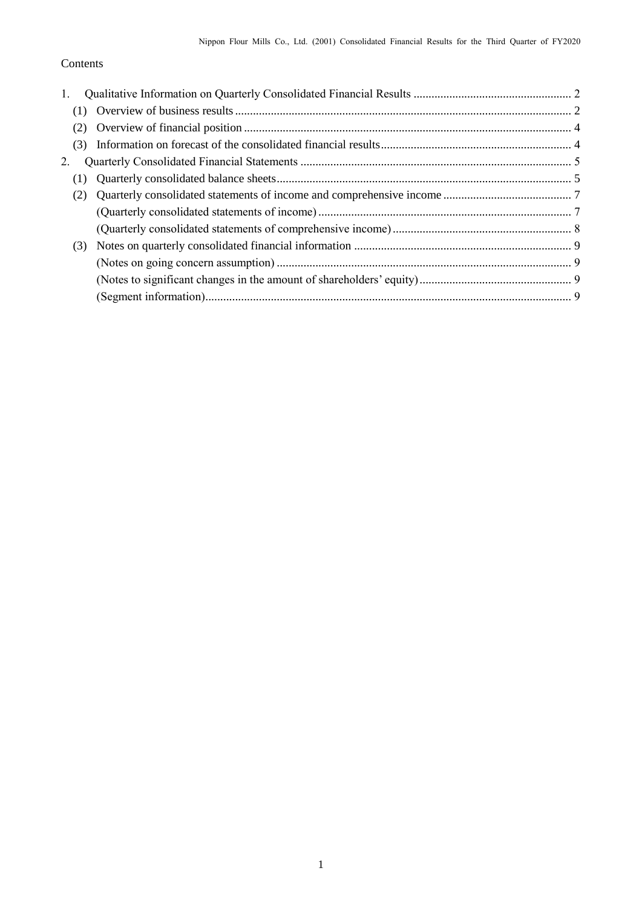Contents

1. Qualitative Information on Quarterly Consolidated Financial Results ..................................................... 2
   (1) Overview of business results ................................................................................................. 2
   (2) Overview of financial position ............................................................................................. 4
   (3) Information on forecast of the consolidated financial results................................................................. 4
2. Quarterly Consolidated Financial Statements ........................................................................................... 5
   (1) Quarterly consolidated balance sheets................................................................................................... 5
   (2) Quarterly consolidated statements of income and comprehensive income ........................................... 7
       (Quarterly consolidated statements of income) ..................................................................................... 7
       (Quarterly consolidated statements of comprehensive income) ............................................................ 8
   (3) Notes on quarterly consolidated financial information ......................................................................... 9
       (Notes on going concern assumption) ................................................................................................... 9
       (Notes to significant changes in the amount of shareholders' equity) ................................................... 9
       (Segment information).......................................................................................................................... 9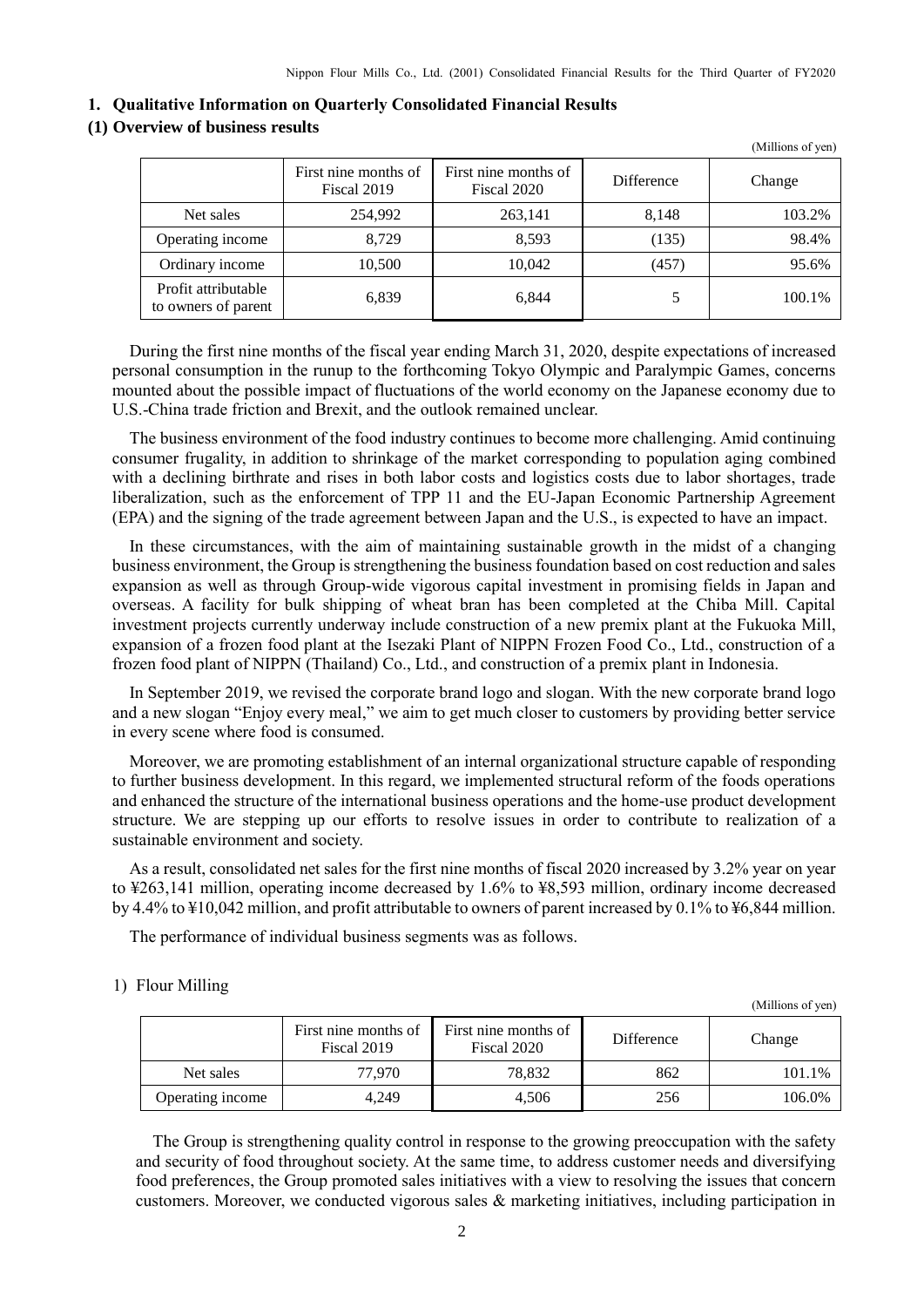## 1. Qualitative Information on Quarterly Consolidated Financial Results

### (1) Overview of business results

(Millions of yen)

| | First nine months of Fiscal 2019 | First nine months of Fiscal 2020 | Difference | Change |
|---|---|---|---|---|
| Net sales | 254,992 | 263,141 | 8,148 | 103.2% |
| Operating income | 8,729 | 8,593 | (135) | 98.4% |
| Ordinary income | 10,500 | 10,042 | (457) | 95.6% |
| Profit attributable to owners of parent | 6,839 | 6,844 | 5 | 100.1% |

During the first nine months of the fiscal year ending March 31, 2020, despite expectations of increased personal consumption in the runup to the forthcoming Tokyo Olympic and Paralympic Games, concerns mounted about the possible impact of fluctuations of the world economy on the Japanese economy due to U.S.-China trade friction and Brexit, and the outlook remained unclear.

The business environment of the food industry continues to become more challenging. Amid continuing consumer frugality, in addition to shrinkage of the market corresponding to population aging combined with a declining birthrate and rises in both labor costs and logistics costs due to labor shortages, trade liberalization, such as the enforcement of TPP 11 and the EU-Japan Economic Partnership Agreement (EPA) and the signing of the trade agreement between Japan and the U.S., is expected to have an impact.

In these circumstances, with the aim of maintaining sustainable growth in the midst of a changing business environment, the Group is strengthening the business foundation based on cost reduction and sales expansion as well as through Group-wide vigorous capital investment in promising fields in Japan and overseas. A facility for bulk shipping of wheat bran has been completed at the Chiba Mill. Capital investment projects currently underway include construction of a new premix plant at the Fukuoka Mill, expansion of a frozen food plant at the Isezaki Plant of NIPPN Frozen Food Co., Ltd., construction of a frozen food plant of NIPPN (Thailand) Co., Ltd., and construction of a premix plant in Indonesia.

In September 2019, we revised the corporate brand logo and slogan. With the new corporate brand logo and a new slogan "Enjoy every meal," we aim to get much closer to customers by providing better service in every scene where food is consumed.

Moreover, we are promoting establishment of an internal organizational structure capable of responding to further business development. In this regard, we implemented structural reform of the foods operations and enhanced the structure of the international business operations and the home-use product development structure. We are stepping up our efforts to resolve issues in order to contribute to realization of a sustainable environment and society.

As a result, consolidated net sales for the first nine months of fiscal 2020 increased by 3.2% year on year to ¥263,141 million, operating income decreased by 1.6% to ¥8,593 million, ordinary income decreased by 4.4% to ¥10,042 million, and profit attributable to owners of parent increased by 0.1% to ¥6,844 million.

The performance of individual business segments was as follows.

1) Flour Milling

(Millions of yen)

| | First nine months of Fiscal 2019 | First nine months of Fiscal 2020 | Difference | Change |
|---|---|---|---|---|
| Net sales | 77,970 | 78,832 | 862 | 101.1% |
| Operating income | 4,249 | 4,506 | 256 | 106.0% |

The Group is strengthening quality control in response to the growing preoccupation with the safety and security of food throughout society. At the same time, to address customer needs and diversifying food preferences, the Group promoted sales initiatives with a view to resolving the issues that concern customers. Moreover, we conducted vigorous sales & marketing initiatives, including participation in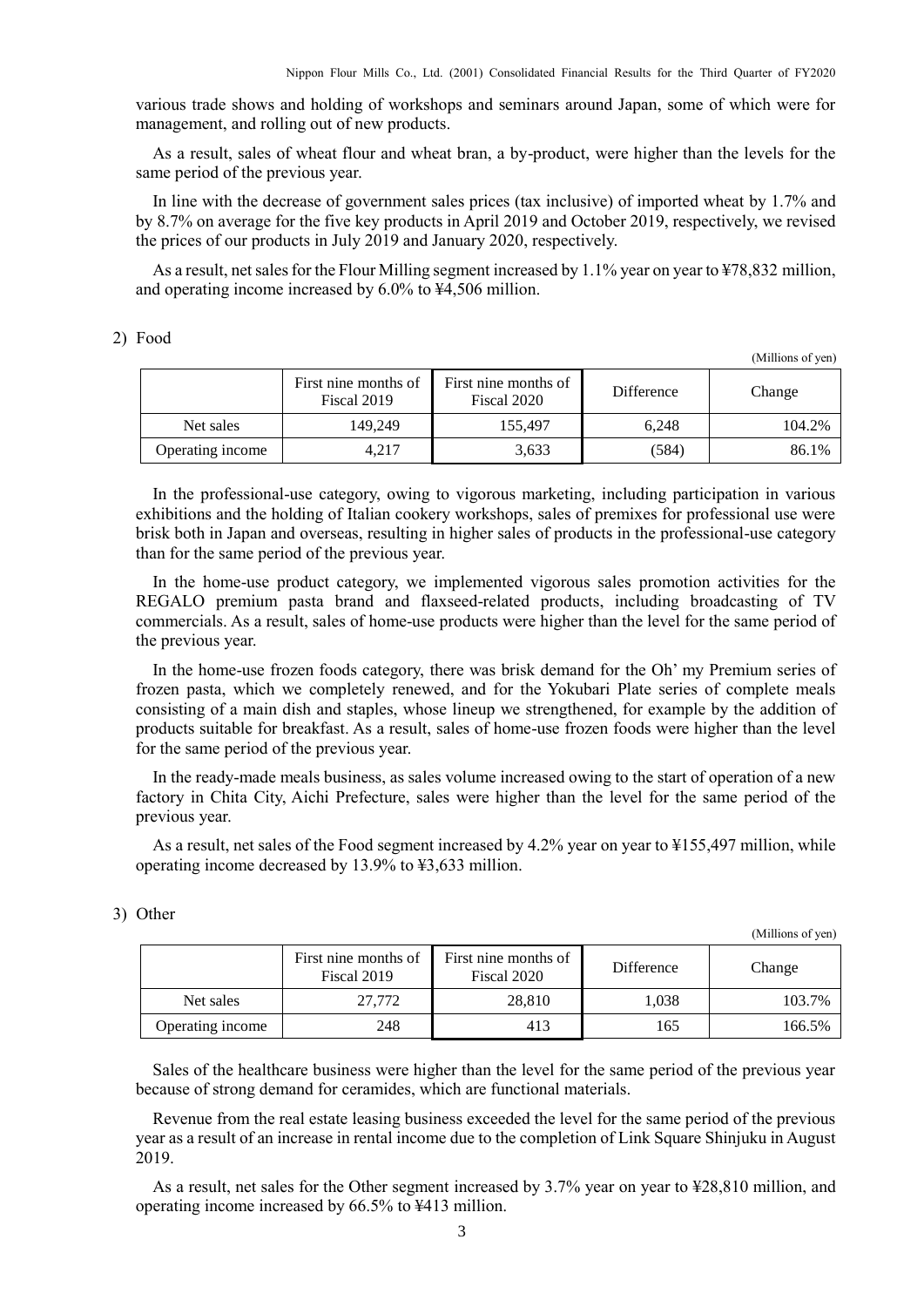various trade shows and holding of workshops and seminars around Japan, some of which were for management, and rolling out of new products.

As a result, sales of wheat flour and wheat bran, a by-product, were higher than the levels for the same period of the previous year.

In line with the decrease of government sales prices (tax inclusive) of imported wheat by 1.7% and by 8.7% on average for the five key products in April 2019 and October 2019, respectively, we revised the prices of our products in July 2019 and January 2020, respectively.

As a result, net sales for the Flour Milling segment increased by 1.1% year on year to ¥78,832 million, and operating income increased by 6.0% to ¥4,506 million.

2) Food

(Millions of yen)

| | First nine months of Fiscal 2019 | First nine months of Fiscal 2020 | Difference | Change |
|---|---|---|---|---|
| Net sales | 149,249 | 155,497 | 6,248 | 104.2% |
| Operating income | 4,217 | 3,633 | (584) | 86.1% |

In the professional-use category, owing to vigorous marketing, including participation in various exhibitions and the holding of Italian cookery workshops, sales of premixes for professional use were brisk both in Japan and overseas, resulting in higher sales of products in the professional-use category than for the same period of the previous year.

In the home-use product category, we implemented vigorous sales promotion activities for the REGALO premium pasta brand and flaxseed-related products, including broadcasting of TV commercials. As a result, sales of home-use products were higher than the level for the same period of the previous year.

In the home-use frozen foods category, there was brisk demand for the Oh' my Premium series of frozen pasta, which we completely renewed, and for the Yokubari Plate series of complete meals consisting of a main dish and staples, whose lineup we strengthened, for example by the addition of products suitable for breakfast. As a result, sales of home-use frozen foods were higher than the level for the same period of the previous year.

In the ready-made meals business, as sales volume increased owing to the start of operation of a new factory in Chita City, Aichi Prefecture, sales were higher than the level for the same period of the previous year.

As a result, net sales of the Food segment increased by 4.2% year on year to ¥155,497 million, while operating income decreased by 13.9% to ¥3,633 million.

3) Other

(Millions of yen)

| | First nine months of Fiscal 2019 | First nine months of Fiscal 2020 | Difference | Change |
|---|---|---|---|---|
| Net sales | 27,772 | 28,810 | 1,038 | 103.7% |
| Operating income | 248 | 413 | 165 | 166.5% |

Sales of the healthcare business were higher than the level for the same period of the previous year because of strong demand for ceramides, which are functional materials.

Revenue from the real estate leasing business exceeded the level for the same period of the previous year as a result of an increase in rental income due to the completion of Link Square Shinjuku in August 2019.

As a result, net sales for the Other segment increased by 3.7% year on year to ¥28,810 million, and operating income increased by 66.5% to ¥413 million.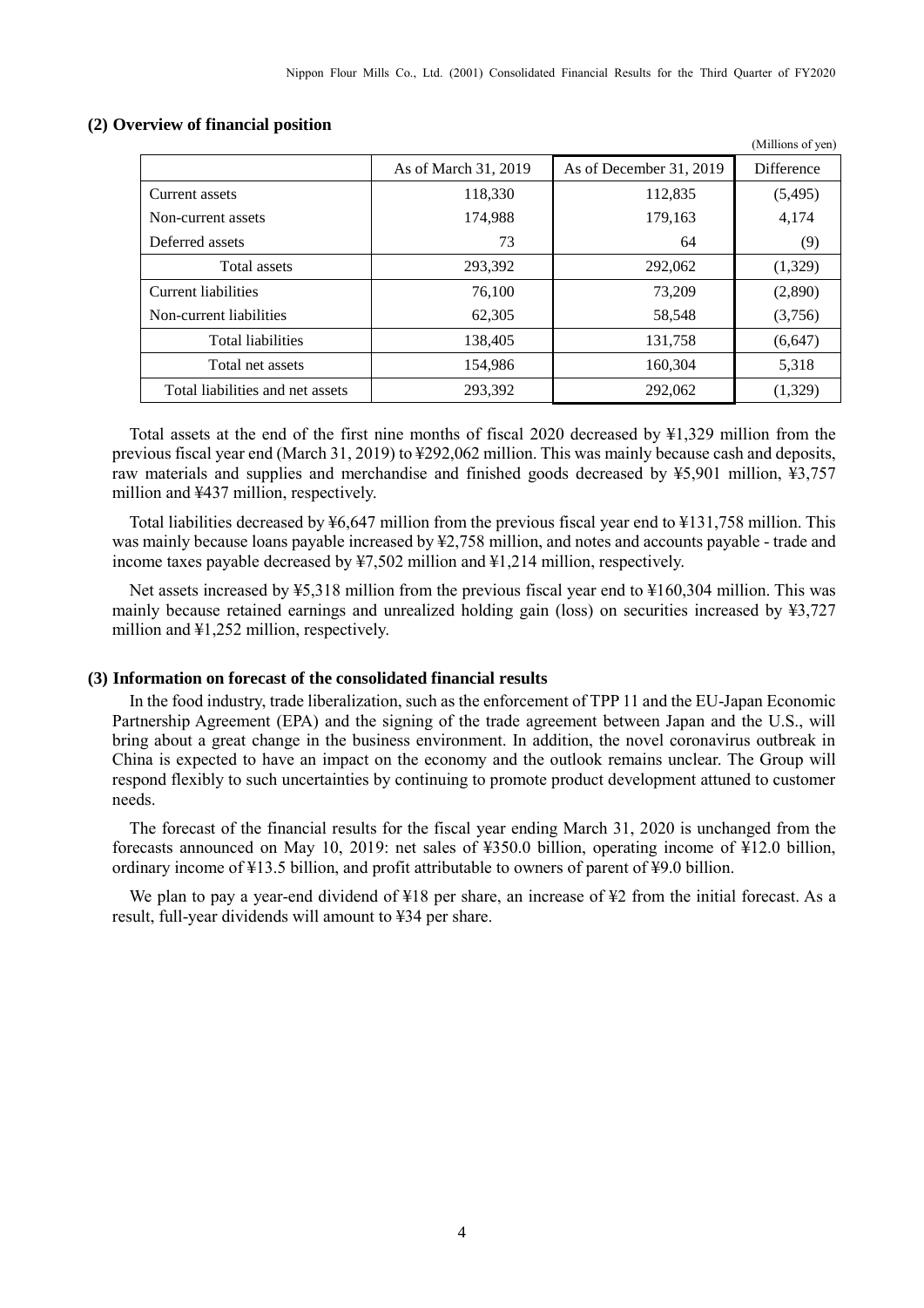### (2) Overview of financial position

(Millions of yen)

| | As of March 31, 2019 | As of December 31, 2019 | Difference |
|---|---|---|---|
| Current assets | 118,330 | 112,835 | (5,495) |
| Non-current assets | 174,988 | 179,163 | 4,174 |
| Deferred assets | 73 | 64 | (9) |
| Total assets | 293,392 | 292,062 | (1,329) |
| Current liabilities | 76,100 | 73,209 | (2,890) |
| Non-current liabilities | 62,305 | 58,548 | (3,756) |
| Total liabilities | 138,405 | 131,758 | (6,647) |
| Total net assets | 154,986 | 160,304 | 5,318 |
| Total liabilities and net assets | 293,392 | 292,062 | (1,329) |

Total assets at the end of the first nine months of fiscal 2020 decreased by ¥1,329 million from the previous fiscal year end (March 31, 2019) to ¥292,062 million. This was mainly because cash and deposits, raw materials and supplies and merchandise and finished goods decreased by ¥5,901 million, ¥3,757 million and ¥437 million, respectively.

Total liabilities decreased by ¥6,647 million from the previous fiscal year end to ¥131,758 million. This was mainly because loans payable increased by ¥2,758 million, and notes and accounts payable - trade and income taxes payable decreased by ¥7,502 million and ¥1,214 million, respectively.

Net assets increased by ¥5,318 million from the previous fiscal year end to ¥160,304 million. This was mainly because retained earnings and unrealized holding gain (loss) on securities increased by ¥3,727 million and ¥1,252 million, respectively.

### (3) Information on forecast of the consolidated financial results

In the food industry, trade liberalization, such as the enforcement of TPP 11 and the EU-Japan Economic Partnership Agreement (EPA) and the signing of the trade agreement between Japan and the U.S., will bring about a great change in the business environment. In addition, the novel coronavirus outbreak in China is expected to have an impact on the economy and the outlook remains unclear. The Group will respond flexibly to such uncertainties by continuing to promote product development attuned to customer needs.

The forecast of the financial results for the fiscal year ending March 31, 2020 is unchanged from the forecasts announced on May 10, 2019: net sales of ¥350.0 billion, operating income of ¥12.0 billion, ordinary income of ¥13.5 billion, and profit attributable to owners of parent of ¥9.0 billion.

We plan to pay a year-end dividend of ¥18 per share, an increase of ¥2 from the initial forecast. As a result, full-year dividends will amount to ¥34 per share.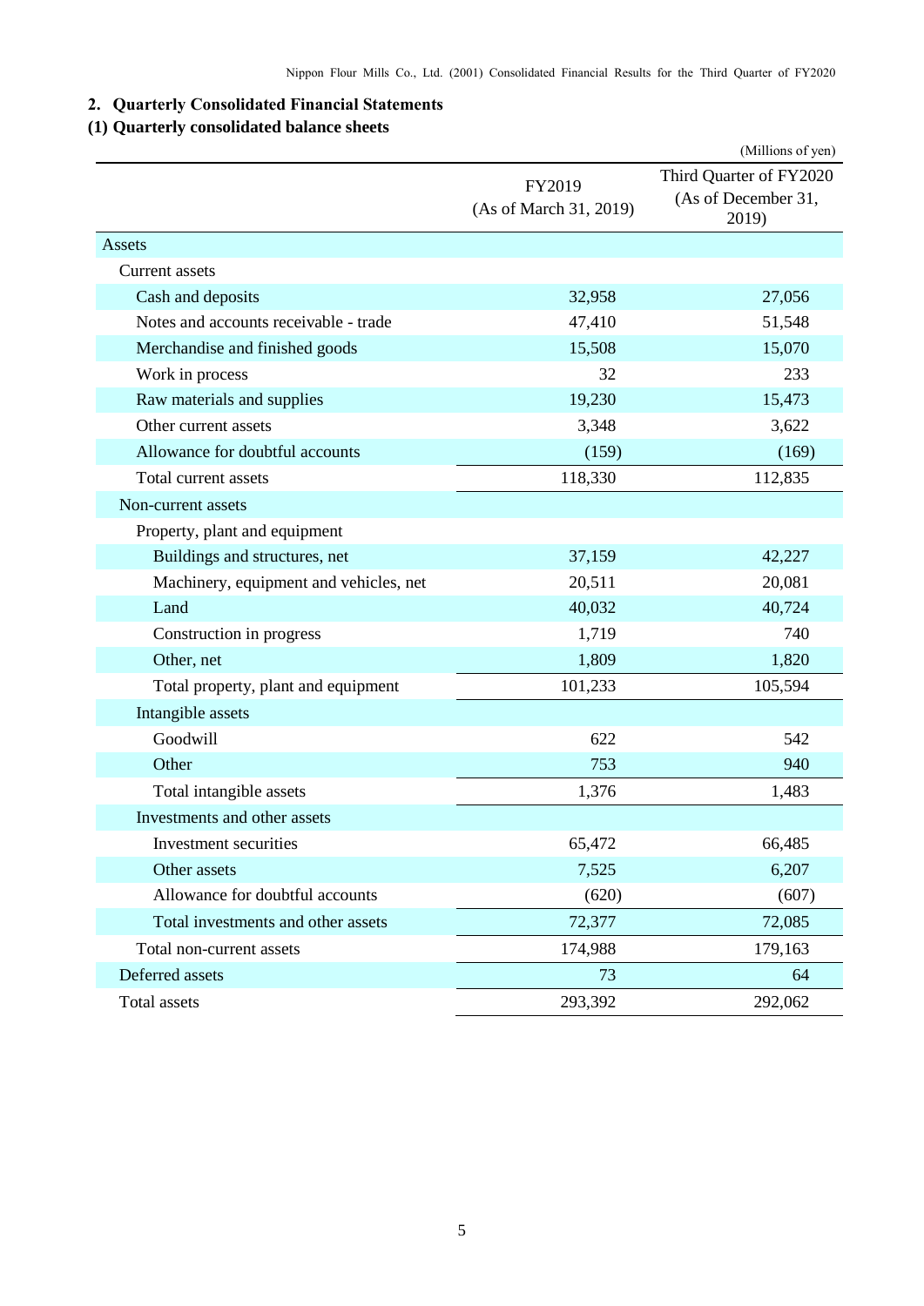## 2. Quarterly Consolidated Financial Statements

### (1) Quarterly consolidated balance sheets

(Millions of yen)

| | FY2019 (As of March 31, 2019) | Third Quarter of FY2020 (As of December 31, 2019) |
|---|---|---|
| Assets | | |
| Current assets | | |
| Cash and deposits | 32,958 | 27,056 |
| Notes and accounts receivable - trade | 47,410 | 51,548 |
| Merchandise and finished goods | 15,508 | 15,070 |
| Work in process | 32 | 233 |
| Raw materials and supplies | 19,230 | 15,473 |
| Other current assets | 3,348 | 3,622 |
| Allowance for doubtful accounts | (159) | (169) |
| Total current assets | 118,330 | 112,835 |
| Non-current assets | | |
| Property, plant and equipment | | |
| Buildings and structures, net | 37,159 | 42,227 |
| Machinery, equipment and vehicles, net | 20,511 | 20,081 |
| Land | 40,032 | 40,724 |
| Construction in progress | 1,719 | 740 |
| Other, net | 1,809 | 1,820 |
| Total property, plant and equipment | 101,233 | 105,594 |
| Intangible assets | | |
| Goodwill | 622 | 542 |
| Other | 753 | 940 |
| Total intangible assets | 1,376 | 1,483 |
| Investments and other assets | | |
| Investment securities | 65,472 | 66,485 |
| Other assets | 7,525 | 6,207 |
| Allowance for doubtful accounts | (620) | (607) |
| Total investments and other assets | 72,377 | 72,085 |
| Total non-current assets | 174,988 | 179,163 |
| Deferred assets | 73 | 64 |
| Total assets | 293,392 | 292,062 |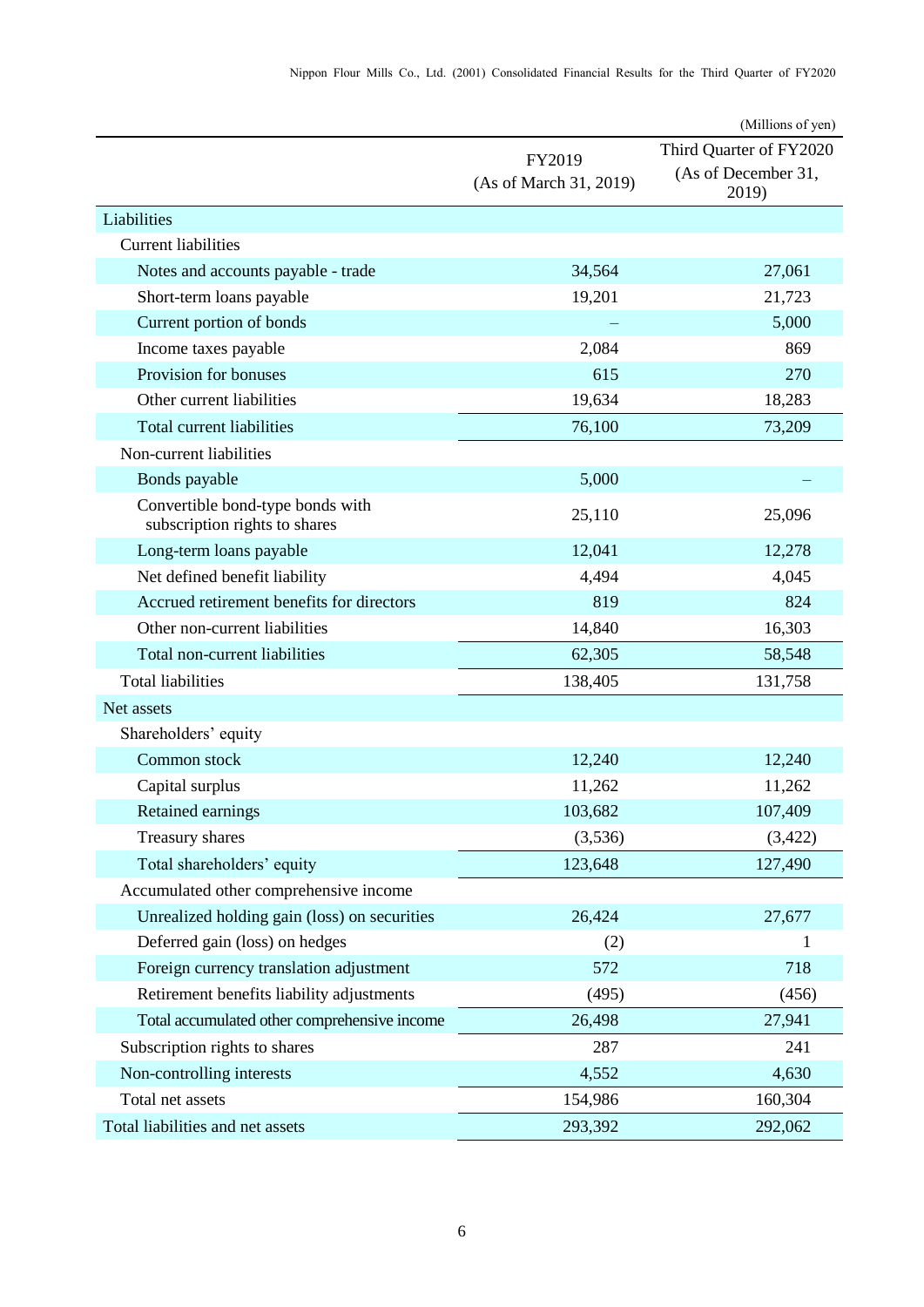(Millions of yen)

| | FY2019 (As of March 31, 2019) | Third Quarter of FY2020 (As of December 31, 2019) |
|---|---|---|
| Liabilities | | |
| Current liabilities | | |
| Notes and accounts payable - trade | 34,564 | 27,061 |
| Short-term loans payable | 19,201 | 21,723 |
| Current portion of bonds | – | 5,000 |
| Income taxes payable | 2,084 | 869 |
| Provision for bonuses | 615 | 270 |
| Other current liabilities | 19,634 | 18,283 |
| Total current liabilities | 76,100 | 73,209 |
| Non-current liabilities | | |
| Bonds payable | 5,000 | – |
| Convertible bond-type bonds with subscription rights to shares | 25,110 | 25,096 |
| Long-term loans payable | 12,041 | 12,278 |
| Net defined benefit liability | 4,494 | 4,045 |
| Accrued retirement benefits for directors | 819 | 824 |
| Other non-current liabilities | 14,840 | 16,303 |
| Total non-current liabilities | 62,305 | 58,548 |
| Total liabilities | 138,405 | 131,758 |
| Net assets | | |
| Shareholders' equity | | |
| Common stock | 12,240 | 12,240 |
| Capital surplus | 11,262 | 11,262 |
| Retained earnings | 103,682 | 107,409 |
| Treasury shares | (3,536) | (3,422) |
| Total shareholders' equity | 123,648 | 127,490 |
| Accumulated other comprehensive income | | |
| Unrealized holding gain (loss) on securities | 26,424 | 27,677 |
| Deferred gain (loss) on hedges | (2) | 1 |
| Foreign currency translation adjustment | 572 | 718 |
| Retirement benefits liability adjustments | (495) | (456) |
| Total accumulated other comprehensive income | 26,498 | 27,941 |
| Subscription rights to shares | 287 | 241 |
| Non-controlling interests | 4,552 | 4,630 |
| Total net assets | 154,986 | 160,304 |
| Total liabilities and net assets | 293,392 | 292,062 |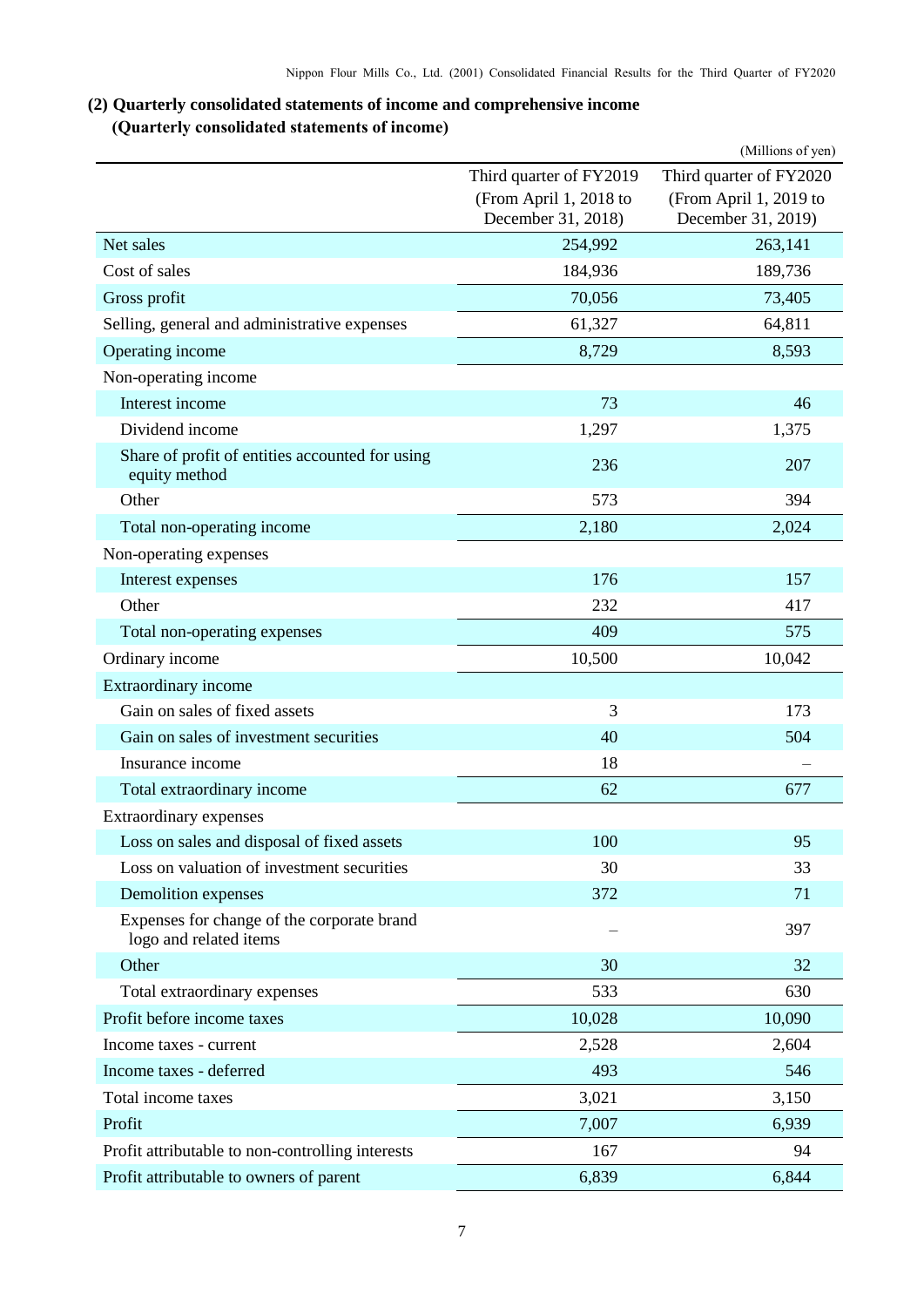## (2) Quarterly consolidated statements of income and comprehensive income

### (Quarterly consolidated statements of income)

(Millions of yen)

| | Third quarter of FY2019 (From April 1, 2018 to December 31, 2018) | Third quarter of FY2020 (From April 1, 2019 to December 31, 2019) |
|---|---|---|
| Net sales | 254,992 | 263,141 |
| Cost of sales | 184,936 | 189,736 |
| Gross profit | 70,056 | 73,405 |
| Selling, general and administrative expenses | 61,327 | 64,811 |
| Operating income | 8,729 | 8,593 |
| Non-operating income | | |
| Interest income | 73 | 46 |
| Dividend income | 1,297 | 1,375 |
| Share of profit of entities accounted for using equity method | 236 | 207 |
| Other | 573 | 394 |
| Total non-operating income | 2,180 | 2,024 |
| Non-operating expenses | | |
| Interest expenses | 176 | 157 |
| Other | 232 | 417 |
| Total non-operating expenses | 409 | 575 |
| Ordinary income | 10,500 | 10,042 |
| Extraordinary income | | |
| Gain on sales of fixed assets | 3 | 173 |
| Gain on sales of investment securities | 40 | 504 |
| Insurance income | 18 | – |
| Total extraordinary income | 62 | 677 |
| Extraordinary expenses | | |
| Loss on sales and disposal of fixed assets | 100 | 95 |
| Loss on valuation of investment securities | 30 | 33 |
| Demolition expenses | 372 | 71 |
| Expenses for change of the corporate brand logo and related items | – | 397 |
| Other | 30 | 32 |
| Total extraordinary expenses | 533 | 630 |
| Profit before income taxes | 10,028 | 10,090 |
| Income taxes - current | 2,528 | 2,604 |
| Income taxes - deferred | 493 | 546 |
| Total income taxes | 3,021 | 3,150 |
| Profit | 7,007 | 6,939 |
| Profit attributable to non-controlling interests | 167 | 94 |
| Profit attributable to owners of parent | 6,839 | 6,844 |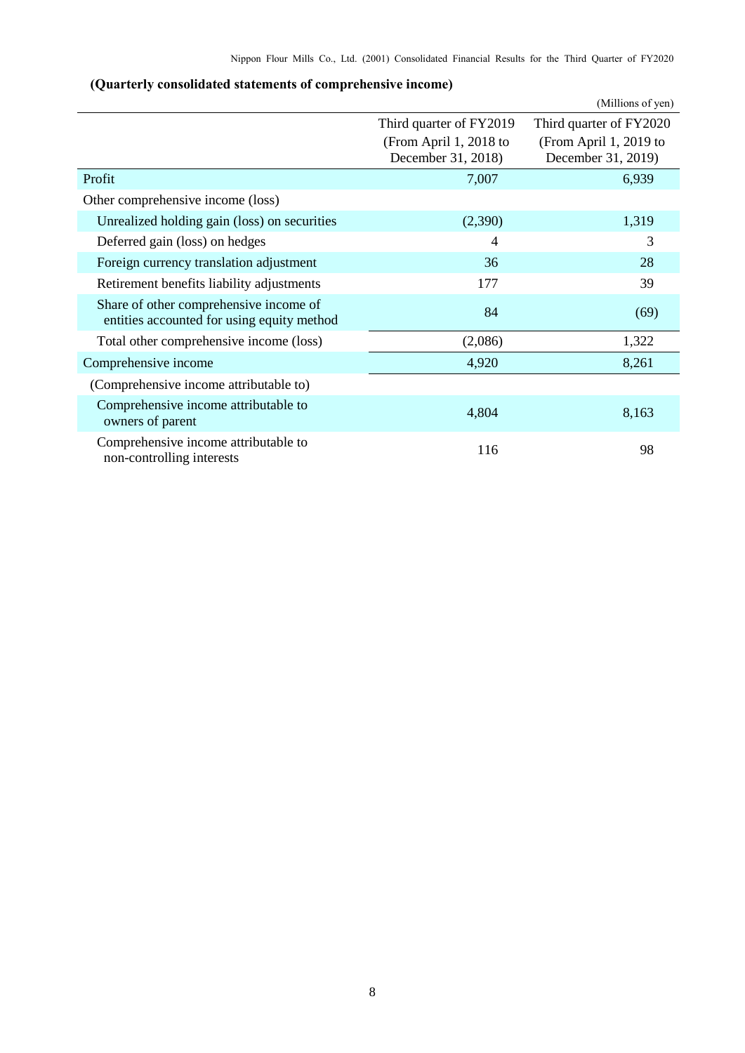**(Quarterly consolidated statements of comprehensive income)**

(Millions of yen)

| | Third quarter of FY2019 (From April 1, 2018 to December 31, 2018) | Third quarter of FY2020 (From April 1, 2019 to December 31, 2019) |
|---|---|---|
| Profit | 7,007 | 6,939 |
| Other comprehensive income (loss) | | |
| Unrealized holding gain (loss) on securities | (2,390) | 1,319 |
| Deferred gain (loss) on hedges | 4 | 3 |
| Foreign currency translation adjustment | 36 | 28 |
| Retirement benefits liability adjustments | 177 | 39 |
| Share of other comprehensive income of entities accounted for using equity method | 84 | (69) |
| Total other comprehensive income (loss) | (2,086) | 1,322 |
| Comprehensive income | 4,920 | 8,261 |
| (Comprehensive income attributable to) | | |
| Comprehensive income attributable to owners of parent | 4,804 | 8,163 |
| Comprehensive income attributable to non-controlling interests | 116 | 98 |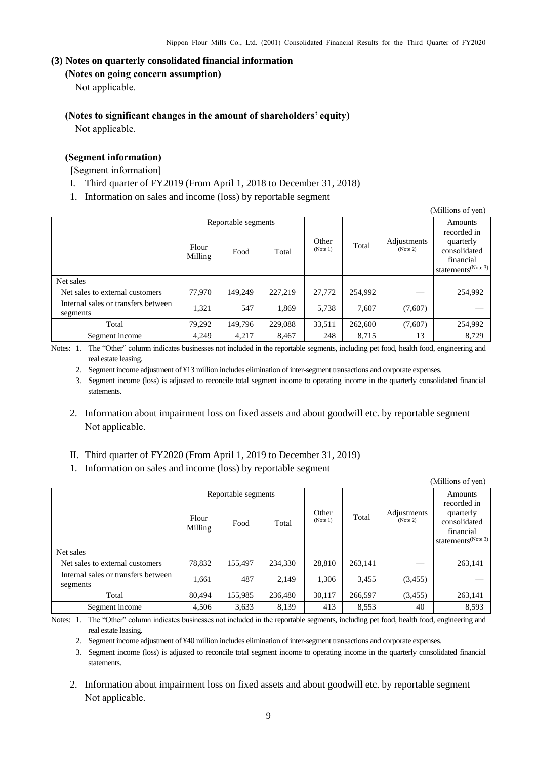### (3) Notes on quarterly consolidated financial information

**(Notes on going concern assumption)**

Not applicable.

**(Notes to significant changes in the amount of shareholders' equity)**

Not applicable.

**(Segment information)**

[Segment information]

I. Third quarter of FY2019 (From April 1, 2018 to December 31, 2018)

1. Information on sales and income (loss) by reportable segment

(Millions of yen)

| | Reportable segments | | | Other (Note 1) | Total | Adjustments (Note 2) | Amounts recorded in quarterly consolidated financial statements (Note 3) |
|---|---|---|---|---|---|---|---|
| | Flour Milling | Food | Total | | | | |
| Net sales | | | | | | | |
| Net sales to external customers | 77,970 | 149,249 | 227,219 | 27,772 | 254,992 | — | 254,992 |
| Internal sales or transfers between segments | 1,321 | 547 | 1,869 | 5,738 | 7,607 | (7,607) | — |
| Total | 79,292 | 149,796 | 229,088 | 33,511 | 262,600 | (7,607) | 254,992 |
| Segment income | 4,249 | 4,217 | 8,467 | 248 | 8,715 | 13 | 8,729 |

Notes: 1. The "Other" column indicates businesses not included in the reportable segments, including pet food, health food, engineering and real estate leasing.

2. Segment income adjustment of ¥13 million includes elimination of inter-segment transactions and corporate expenses.

3. Segment income (loss) is adjusted to reconcile total segment income to operating income in the quarterly consolidated financial statements.

2. Information about impairment loss on fixed assets and about goodwill etc. by reportable segment
   Not applicable.

II. Third quarter of FY2020 (From April 1, 2019 to December 31, 2019)

1. Information on sales and income (loss) by reportable segment

(Millions of yen)

| | Reportable segments | | | Other (Note 1) | Total | Adjustments (Note 2) | Amounts recorded in quarterly consolidated financial statements (Note 3) |
|---|---|---|---|---|---|---|---|
| | Flour Milling | Food | Total | | | | |
| Net sales | | | | | | | |
| Net sales to external customers | 78,832 | 155,497 | 234,330 | 28,810 | 263,141 | — | 263,141 |
| Internal sales or transfers between segments | 1,661 | 487 | 2,149 | 1,306 | 3,455 | (3,455) | — |
| Total | 80,494 | 155,985 | 236,480 | 30,117 | 266,597 | (3,455) | 263,141 |
| Segment income | 4,506 | 3,633 | 8,139 | 413 | 8,553 | 40 | 8,593 |

Notes: 1. The "Other" column indicates businesses not included in the reportable segments, including pet food, health food, engineering and real estate leasing.

2. Segment income adjustment of ¥40 million includes elimination of inter-segment transactions and corporate expenses.

3. Segment income (loss) is adjusted to reconcile total segment income to operating income in the quarterly consolidated financial statements.

2. Information about impairment loss on fixed assets and about goodwill etc. by reportable segment
   Not applicable.